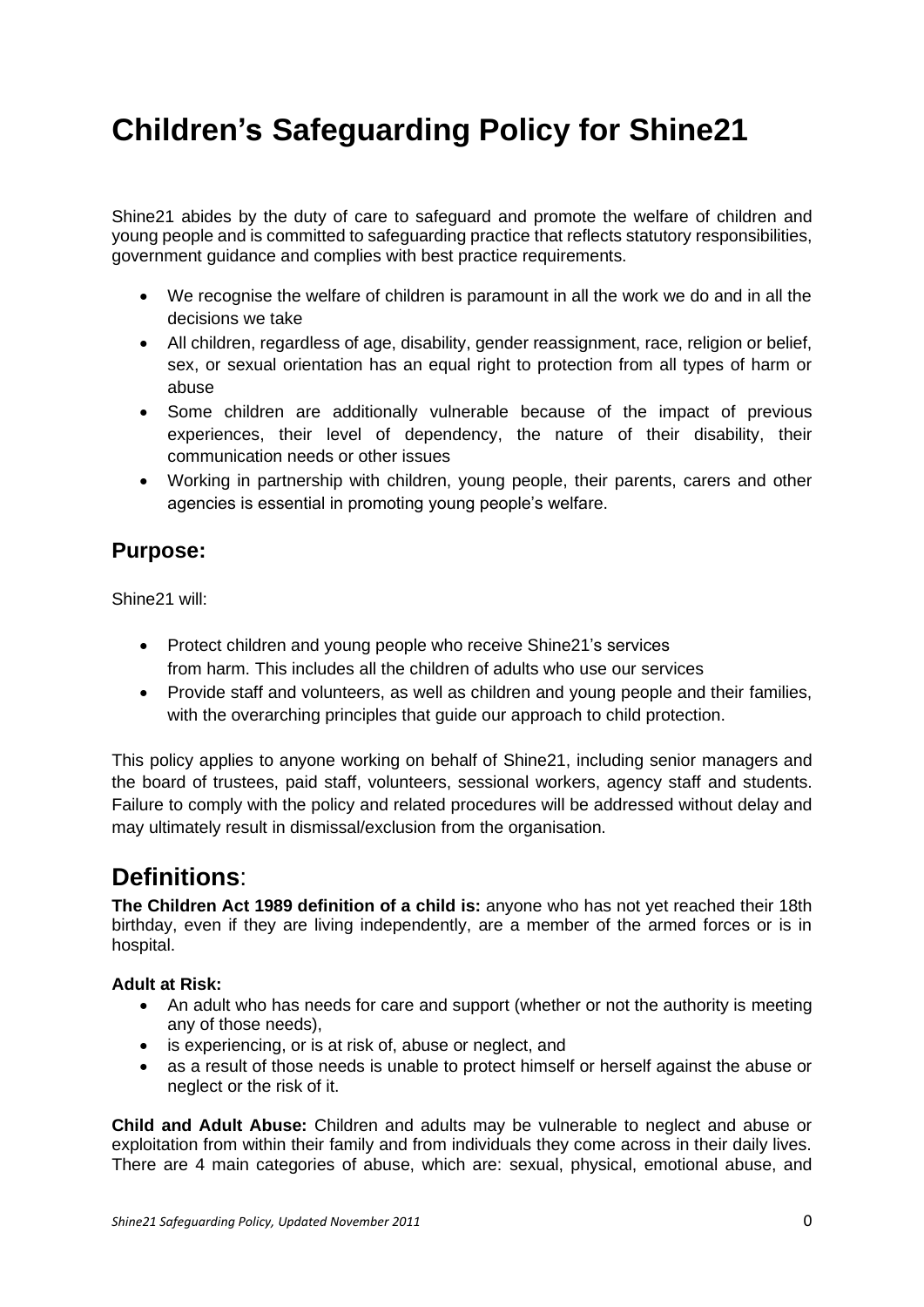# Children's Safeguarding Policy for Shine21

Shine21 abides by the duty of care to safeguard and promote the welfare of children and young people and is committed to safeguarding practice that reflects statutory responsibilities, government guidance and complies with best practice requirements.

- We recognise the welfare of children is paramount in all the work we do and in all the decisions we take
- All children, regardless of age, disability, gender reassignment, race, religion or belief, sex, or sexual orientation has an equal right to protection from all types of harm or abuse
- Some children are additionally vulnerable because of the impact of previous experiences, their level of dependency, the nature of their disability, their communication needs or other issues
- Working in partnership with children, young people, their parents, carers and other agencies is essential in promoting young people's welfare.

## Purpose:

Shine21 will:

- Protect children and young people who receive Shine21's services from harm. This includes all the children of adults who use our services
- Provide staff and volunteers, as well as children and young people and their families, with the overarching principles that guide our approach to child protection.

This policy applies to anyone working on behalf of Shine21, including senior managers and the board of trustees, paid staff, volunteers, sessional workers, agency staff and students. Failure to comply with the policy and related procedures will be addressed without delay and may ultimately result in dismissal/exclusion from the organisation.

# Definitions:

**The Children Act 1989 definition of a child is:** anyone who has not yet reached their 18th birthday, even if they are living independently, are a member of the armed forces or is in hospital.

**Adult at Risk:**

- An adult who has needs for care and support (whether or not the authority is meeting any of those needs),
- is experiencing, or is at risk of, abuse or neglect, and
- as a result of those needs is unable to protect himself or herself against the abuse or neglect or the risk of it.

**Child and Adult Abuse:** Children and adults may be vulnerable to neglect and abuse or exploitation from within their family and from individuals they come across in their daily lives. There are 4 main categories of abuse, which are: sexual, physical, emotional abuse, and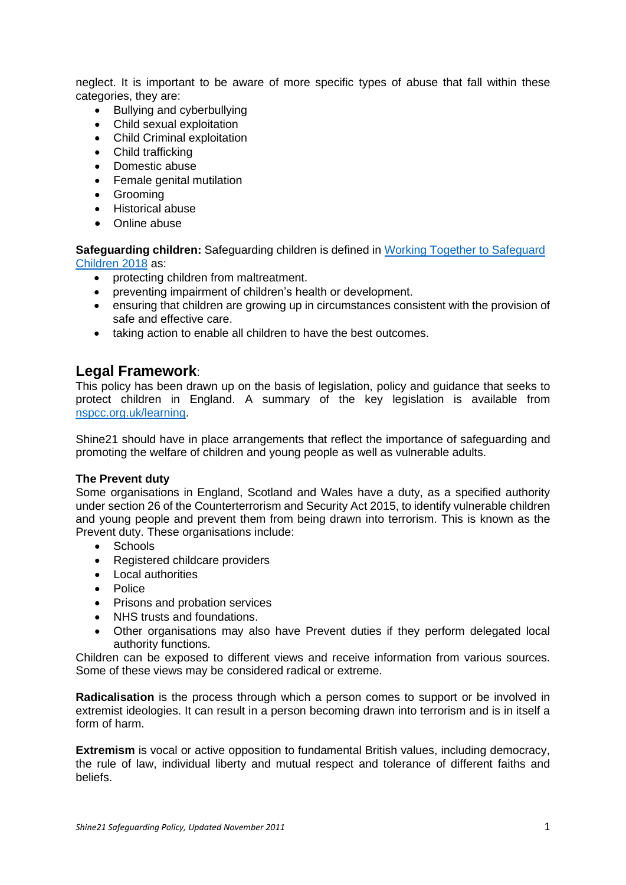neglect. It is important to be aware of more specific types of abuse that fall within these categories, they are:

- Bullying and cyberbullying
- Child sexual exploitation
- Child Criminal exploitation
- Child trafficking
- Domestic abuse
- Female genital mutilation
- Grooming
- Historical abuse
- Online abuse

**Safeguarding children:** Safeguarding children is defined in [Working Together to Safeguard Children 2018]() as:

- protecting children from maltreatment.
- preventing impairment of children's health or development.
- ensuring that children are growing up in circumstances consistent with the provision of safe and effective care.
- taking action to enable all children to have the best outcomes.

## Legal Framework:

This policy has been drawn up on the basis of legislation, policy and guidance that seeks to protect children in England. A summary of the key legislation is available from [nspcc.org.uk/learning]().

Shine21 should have in place arrangements that reflect the importance of safeguarding and promoting the welfare of children and young people as well as vulnerable adults.

**The Prevent duty**

Some organisations in England, Scotland and Wales have a duty, as a specified authority under section 26 of the Counterterrorism and Security Act 2015, to identify vulnerable children and young people and prevent them from being drawn into terrorism. This is known as the Prevent duty. These organisations include:

- Schools
- Registered childcare providers
- Local authorities
- Police
- Prisons and probation services
- NHS trusts and foundations.
- Other organisations may also have Prevent duties if they perform delegated local authority functions.

Children can be exposed to different views and receive information from various sources. Some of these views may be considered radical or extreme.

**Radicalisation** is the process through which a person comes to support or be involved in extremist ideologies. It can result in a person becoming drawn into terrorism and is in itself a form of harm.

**Extremism** is vocal or active opposition to fundamental British values, including democracy, the rule of law, individual liberty and mutual respect and tolerance of different faiths and beliefs.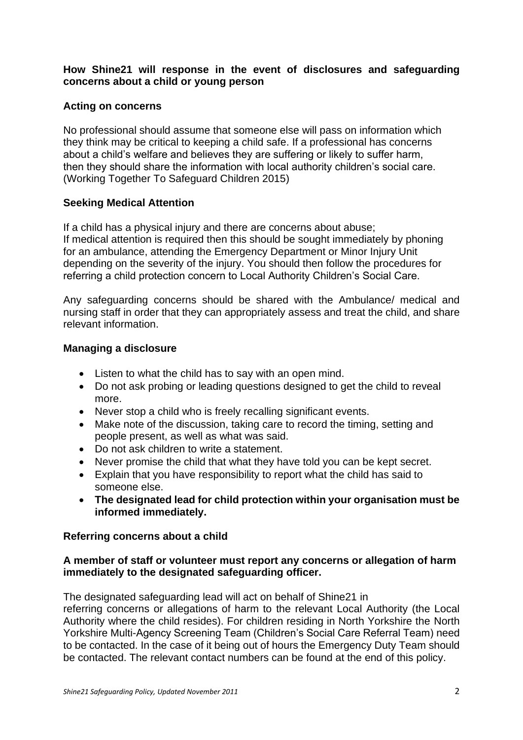**How Shine21 will response in the event of disclosures and safeguarding concerns about a child or young person**

**Acting on concerns**

No professional should assume that someone else will pass on information which they think may be critical to keeping a child safe. If a professional has concerns about a child's welfare and believes they are suffering or likely to suffer harm, then they should share the information with local authority children's social care. (Working Together To Safeguard Children 2015)

**Seeking Medical Attention**

If a child has a physical injury and there are concerns about abuse;
If medical attention is required then this should be sought immediately by phoning for an ambulance, attending the Emergency Department or Minor Injury Unit depending on the severity of the injury. You should then follow the procedures for referring a child protection concern to Local Authority Children's Social Care.

Any safeguarding concerns should be shared with the Ambulance/ medical and nursing staff in order that they can appropriately assess and treat the child, and share relevant information.

**Managing a disclosure**

- Listen to what the child has to say with an open mind.
- Do not ask probing or leading questions designed to get the child to reveal more.
- Never stop a child who is freely recalling significant events.
- Make note of the discussion, taking care to record the timing, setting and people present, as well as what was said.
- Do not ask children to write a statement.
- Never promise the child that what they have told you can be kept secret.
- Explain that you have responsibility to report what the child has said to someone else.
- **The designated lead for child protection within your organisation must be informed immediately.**

**Referring concerns about a child**

**A member of staff or volunteer must report any concerns or allegation of harm immediately to the designated safeguarding officer.**

The designated safeguarding lead will act on behalf of Shine21 in referring concerns or allegations of harm to the relevant Local Authority (the Local Authority where the child resides). For children residing in North Yorkshire the North Yorkshire Multi-Agency Screening Team (Children's Social Care Referral Team) need to be contacted. In the case of it being out of hours the Emergency Duty Team should be contacted. The relevant contact numbers can be found at the end of this policy.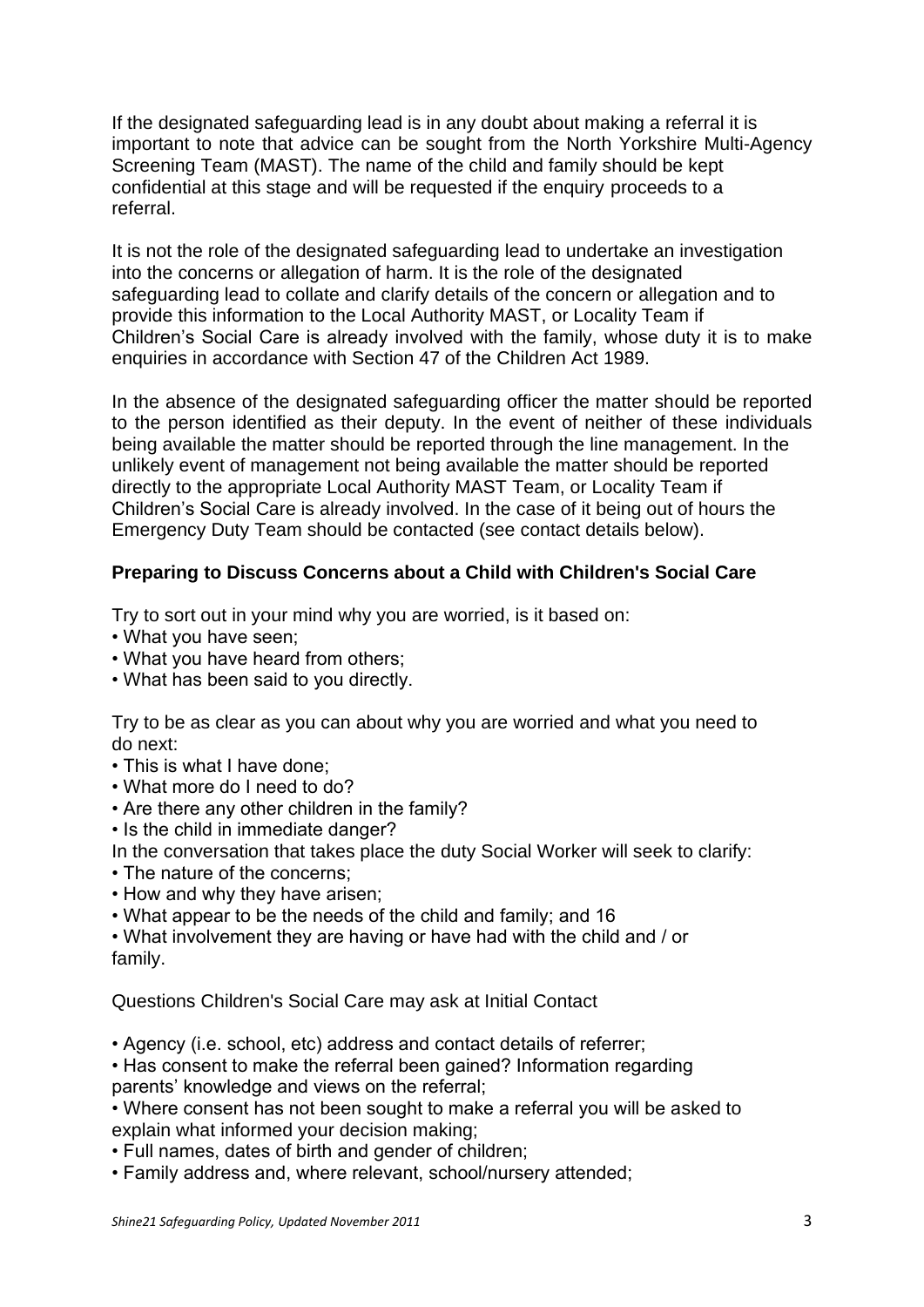If the designated safeguarding lead is in any doubt about making a referral it is important to note that advice can be sought from the North Yorkshire Multi-Agency Screening Team (MAST). The name of the child and family should be kept confidential at this stage and will be requested if the enquiry proceeds to a referral.

It is not the role of the designated safeguarding lead to undertake an investigation into the concerns or allegation of harm. It is the role of the designated safeguarding lead to collate and clarify details of the concern or allegation and to provide this information to the Local Authority MAST, or Locality Team if Children's Social Care is already involved with the family, whose duty it is to make enquiries in accordance with Section 47 of the Children Act 1989.

In the absence of the designated safeguarding officer the matter should be reported to the person identified as their deputy. In the event of neither of these individuals being available the matter should be reported through the line management. In the unlikely event of management not being available the matter should be reported directly to the appropriate Local Authority MAST Team, or Locality Team if Children's Social Care is already involved. In the case of it being out of hours the Emergency Duty Team should be contacted (see contact details below).

**Preparing to Discuss Concerns about a Child with Children's Social Care**

Try to sort out in your mind why you are worried, is it based on:

- What you have seen;
- What you have heard from others;
- What has been said to you directly.

Try to be as clear as you can about why you are worried and what you need to do next:

- This is what I have done;
- What more do I need to do?
- Are there any other children in the family?
- Is the child in immediate danger?

In the conversation that takes place the duty Social Worker will seek to clarify:

- The nature of the concerns;
- How and why they have arisen;
- What appear to be the needs of the child and family; and 16
- What involvement they are having or have had with the child and / or family.

Questions Children's Social Care may ask at Initial Contact

- Agency (i.e. school, etc) address and contact details of referrer;
- Has consent to make the referral been gained? Information regarding parents' knowledge and views on the referral;
- Where consent has not been sought to make a referral you will be asked to explain what informed your decision making;
- Full names, dates of birth and gender of children;
- Family address and, where relevant, school/nursery attended;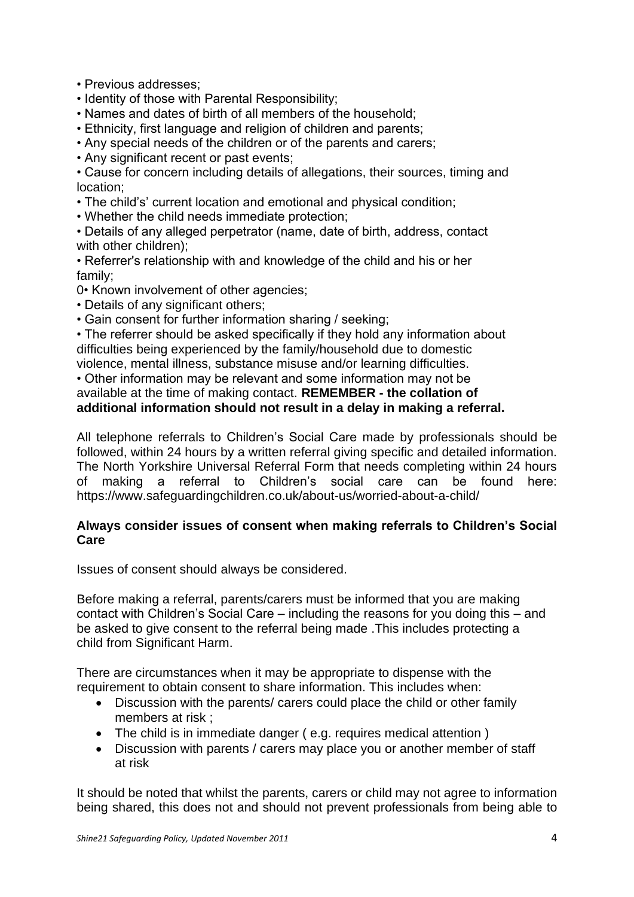- Previous addresses;
- Identity of those with Parental Responsibility;
- Names and dates of birth of all members of the household;
- Ethnicity, first language and religion of children and parents;
- Any special needs of the children or of the parents and carers;
- Any significant recent or past events;
- Cause for concern including details of allegations, their sources, timing and location;
- The child's' current location and emotional and physical condition;
- Whether the child needs immediate protection;
- Details of any alleged perpetrator (name, date of birth, address, contact with other children);
- Referrer's relationship with and knowledge of the child and his or her family;

0• Known involvement of other agencies;

- Details of any significant others;
- Gain consent for further information sharing / seeking;
- The referrer should be asked specifically if they hold any information about difficulties being experienced by the family/household due to domestic violence, mental illness, substance misuse and/or learning difficulties.
- Other information may be relevant and some information may not be available at the time of making contact. **REMEMBER - the collation of additional information should not result in a delay in making a referral.**

All telephone referrals to Children's Social Care made by professionals should be followed, within 24 hours by a written referral giving specific and detailed information. The North Yorkshire Universal Referral Form that needs completing within 24 hours of making a referral to Children's social care can be found here: https://www.safeguardingchildren.co.uk/about-us/worried-about-a-child/

**Always consider issues of consent when making referrals to Children's Social Care**

Issues of consent should always be considered.

Before making a referral, parents/carers must be informed that you are making contact with Children's Social Care – including the reasons for you doing this – and be asked to give consent to the referral being made .This includes protecting a child from Significant Harm.

There are circumstances when it may be appropriate to dispense with the requirement to obtain consent to share information. This includes when:

- Discussion with the parents/ carers could place the child or other family members at risk ;
- The child is in immediate danger ( e.g. requires medical attention )
- Discussion with parents / carers may place you or another member of staff at risk

It should be noted that whilst the parents, carers or child may not agree to information being shared, this does not and should not prevent professionals from being able to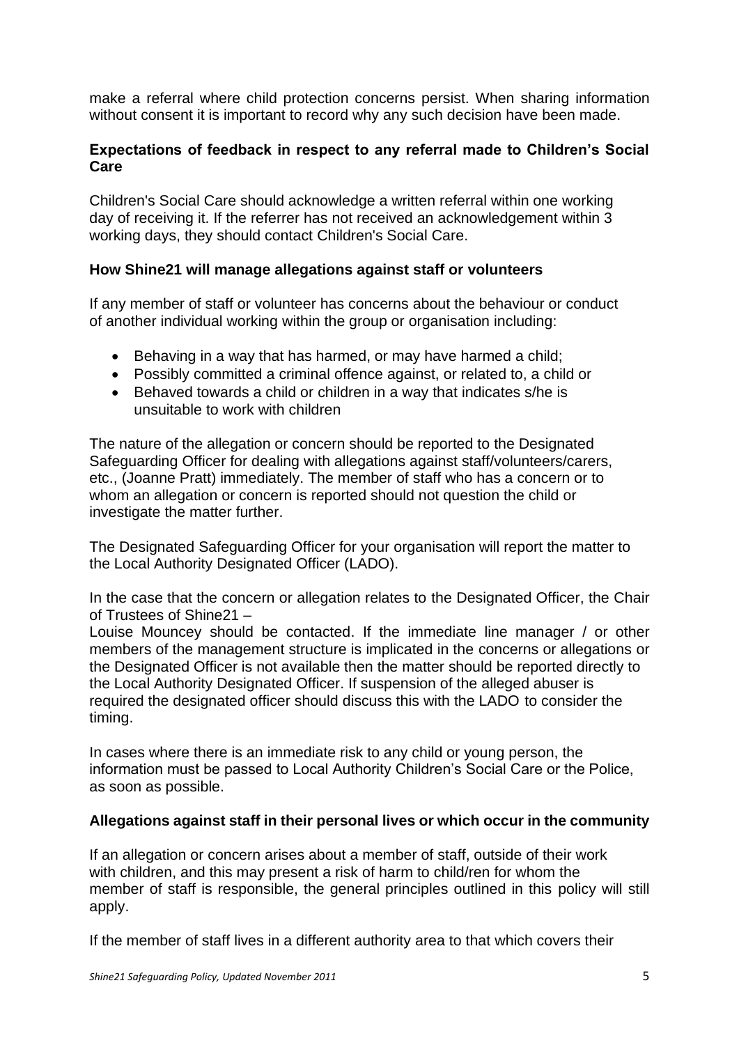make a referral where child protection concerns persist. When sharing information without consent it is important to record why any such decision have been made.

**Expectations of feedback in respect to any referral made to Children's Social Care**

Children's Social Care should acknowledge a written referral within one working day of receiving it. If the referrer has not received an acknowledgement within 3 working days, they should contact Children's Social Care.

**How Shine21 will manage allegations against staff or volunteers**

If any member of staff or volunteer has concerns about the behaviour or conduct of another individual working within the group or organisation including:

- Behaving in a way that has harmed, or may have harmed a child;
- Possibly committed a criminal offence against, or related to, a child or
- Behaved towards a child or children in a way that indicates s/he is unsuitable to work with children

The nature of the allegation or concern should be reported to the Designated Safeguarding Officer for dealing with allegations against staff/volunteers/carers, etc., (Joanne Pratt) immediately. The member of staff who has a concern or to whom an allegation or concern is reported should not question the child or investigate the matter further.

The Designated Safeguarding Officer for your organisation will report the matter to the Local Authority Designated Officer (LADO).

In the case that the concern or allegation relates to the Designated Officer, the Chair of Trustees of Shine21 –
Louise Mouncey should be contacted. If the immediate line manager / or other members of the management structure is implicated in the concerns or allegations or the Designated Officer is not available then the matter should be reported directly to the Local Authority Designated Officer. If suspension of the alleged abuser is required the designated officer should discuss this with the LADO to consider the timing.

In cases where there is an immediate risk to any child or young person, the information must be passed to Local Authority Children's Social Care or the Police, as soon as possible.

**Allegations against staff in their personal lives or which occur in the community**

If an allegation or concern arises about a member of staff, outside of their work with children, and this may present a risk of harm to child/ren for whom the member of staff is responsible, the general principles outlined in this policy will still apply.

If the member of staff lives in a different authority area to that which covers their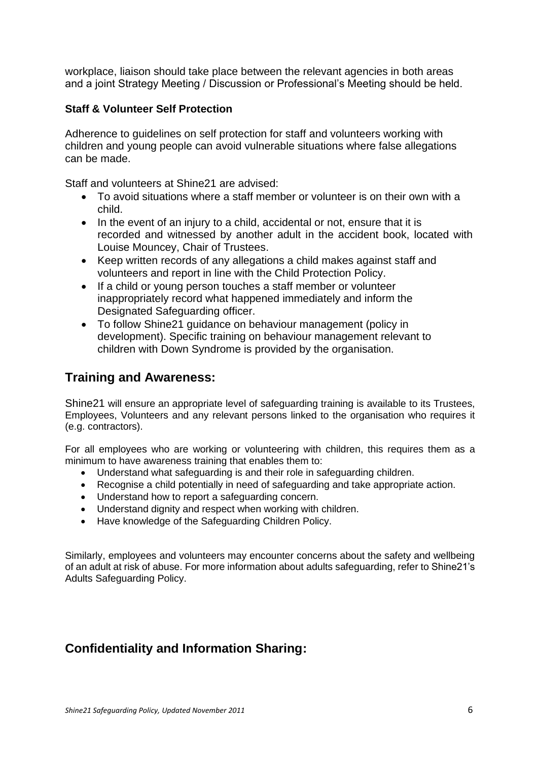workplace, liaison should take place between the relevant agencies in both areas and a joint Strategy Meeting / Discussion or Professional's Meeting should be held.

**Staff & Volunteer Self Protection**

Adherence to guidelines on self protection for staff and volunteers working with children and young people can avoid vulnerable situations where false allegations can be made.

Staff and volunteers at Shine21 are advised:

- To avoid situations where a staff member or volunteer is on their own with a child.
- In the event of an injury to a child, accidental or not, ensure that it is recorded and witnessed by another adult in the accident book, located with Louise Mouncey, Chair of Trustees.
- Keep written records of any allegations a child makes against staff and volunteers and report in line with the Child Protection Policy.
- If a child or young person touches a staff member or volunteer inappropriately record what happened immediately and inform the Designated Safeguarding officer.
- To follow Shine21 guidance on behaviour management (policy in development). Specific training on behaviour management relevant to children with Down Syndrome is provided by the organisation.

## Training and Awareness:

Shine21 will ensure an appropriate level of safeguarding training is available to its Trustees, Employees, Volunteers and any relevant persons linked to the organisation who requires it (e.g. contractors).

For all employees who are working or volunteering with children, this requires them as a minimum to have awareness training that enables them to:

- Understand what safeguarding is and their role in safeguarding children.
- Recognise a child potentially in need of safeguarding and take appropriate action.
- Understand how to report a safeguarding concern.
- Understand dignity and respect when working with children.
- Have knowledge of the Safeguarding Children Policy.

Similarly, employees and volunteers may encounter concerns about the safety and wellbeing of an adult at risk of abuse. For more information about adults safeguarding, refer to Shine21's Adults Safeguarding Policy.

## Confidentiality and Information Sharing: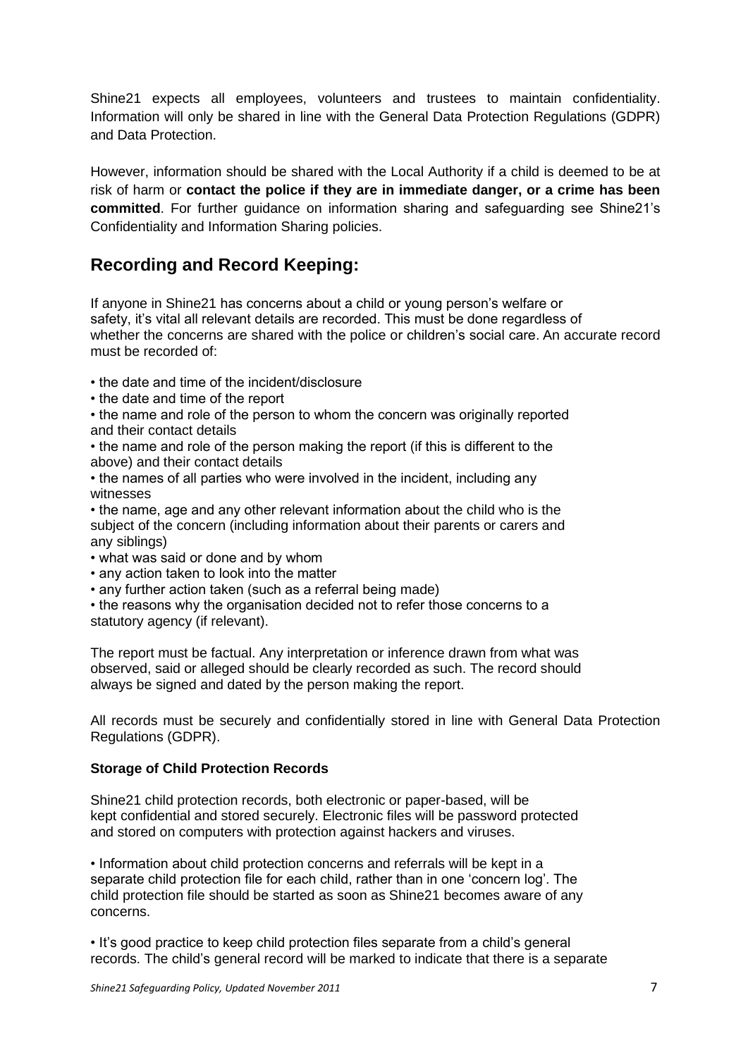Shine21 expects all employees, volunteers and trustees to maintain confidentiality. Information will only be shared in line with the General Data Protection Regulations (GDPR) and Data Protection.

However, information should be shared with the Local Authority if a child is deemed to be at risk of harm or **contact the police if they are in immediate danger, or a crime has been committed**. For further guidance on information sharing and safeguarding see Shine21's Confidentiality and Information Sharing policies.

## Recording and Record Keeping:

If anyone in Shine21 has concerns about a child or young person's welfare or safety, it's vital all relevant details are recorded. This must be done regardless of whether the concerns are shared with the police or children's social care. An accurate record must be recorded of:

- the date and time of the incident/disclosure
- the date and time of the report
- the name and role of the person to whom the concern was originally reported and their contact details
- the name and role of the person making the report (if this is different to the above) and their contact details
- the names of all parties who were involved in the incident, including any witnesses
- the name, age and any other relevant information about the child who is the subject of the concern (including information about their parents or carers and any siblings)
- what was said or done and by whom
- any action taken to look into the matter
- any further action taken (such as a referral being made)
- the reasons why the organisation decided not to refer those concerns to a statutory agency (if relevant).

The report must be factual. Any interpretation or inference drawn from what was observed, said or alleged should be clearly recorded as such. The record should always be signed and dated by the person making the report.

All records must be securely and confidentially stored in line with General Data Protection Regulations (GDPR).

### Storage of Child Protection Records

Shine21 child protection records, both electronic or paper-based, will be kept confidential and stored securely. Electronic files will be password protected and stored on computers with protection against hackers and viruses.

- Information about child protection concerns and referrals will be kept in a separate child protection file for each child, rather than in one 'concern log'. The child protection file should be started as soon as Shine21 becomes aware of any concerns.

- It's good practice to keep child protection files separate from a child's general records. The child's general record will be marked to indicate that there is a separate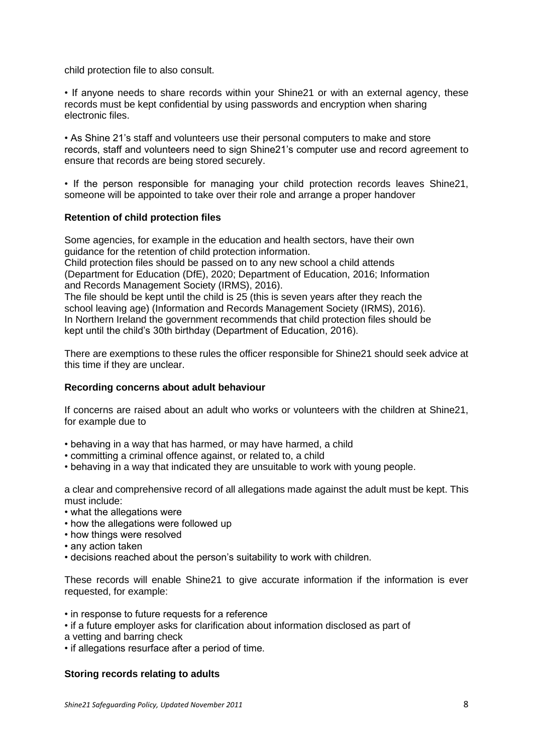child protection file to also consult.

- If anyone needs to share records within your Shine21 or with an external agency, these records must be kept confidential by using passwords and encryption when sharing electronic files.

- As Shine 21's staff and volunteers use their personal computers to make and store records, staff and volunteers need to sign Shine21's computer use and record agreement to ensure that records are being stored securely.

- If the person responsible for managing your child protection records leaves Shine21, someone will be appointed to take over their role and arrange a proper handover

**Retention of child protection files**

Some agencies, for example in the education and health sectors, have their own guidance for the retention of child protection information.
Child protection files should be passed on to any new school a child attends (Department for Education (DfE), 2020; Department of Education, 2016; Information and Records Management Society (IRMS), 2016).
The file should be kept until the child is 25 (this is seven years after they reach the school leaving age) (Information and Records Management Society (IRMS), 2016).
In Northern Ireland the government recommends that child protection files should be kept until the child's 30th birthday (Department of Education, 2016).

There are exemptions to these rules the officer responsible for Shine21 should seek advice at this time if they are unclear.

**Recording concerns about adult behaviour**

If concerns are raised about an adult who works or volunteers with the children at Shine21, for example due to

- behaving in a way that has harmed, or may have harmed, a child
- committing a criminal offence against, or related to, a child
- behaving in a way that indicated they are unsuitable to work with young people.

a clear and comprehensive record of all allegations made against the adult must be kept. This must include:

- what the allegations were
- how the allegations were followed up
- how things were resolved
- any action taken
- decisions reached about the person's suitability to work with children.

These records will enable Shine21 to give accurate information if the information is ever requested, for example:

- in response to future requests for a reference
- if a future employer asks for clarification about information disclosed as part of a vetting and barring check
- if allegations resurface after a period of time.

**Storing records relating to adults**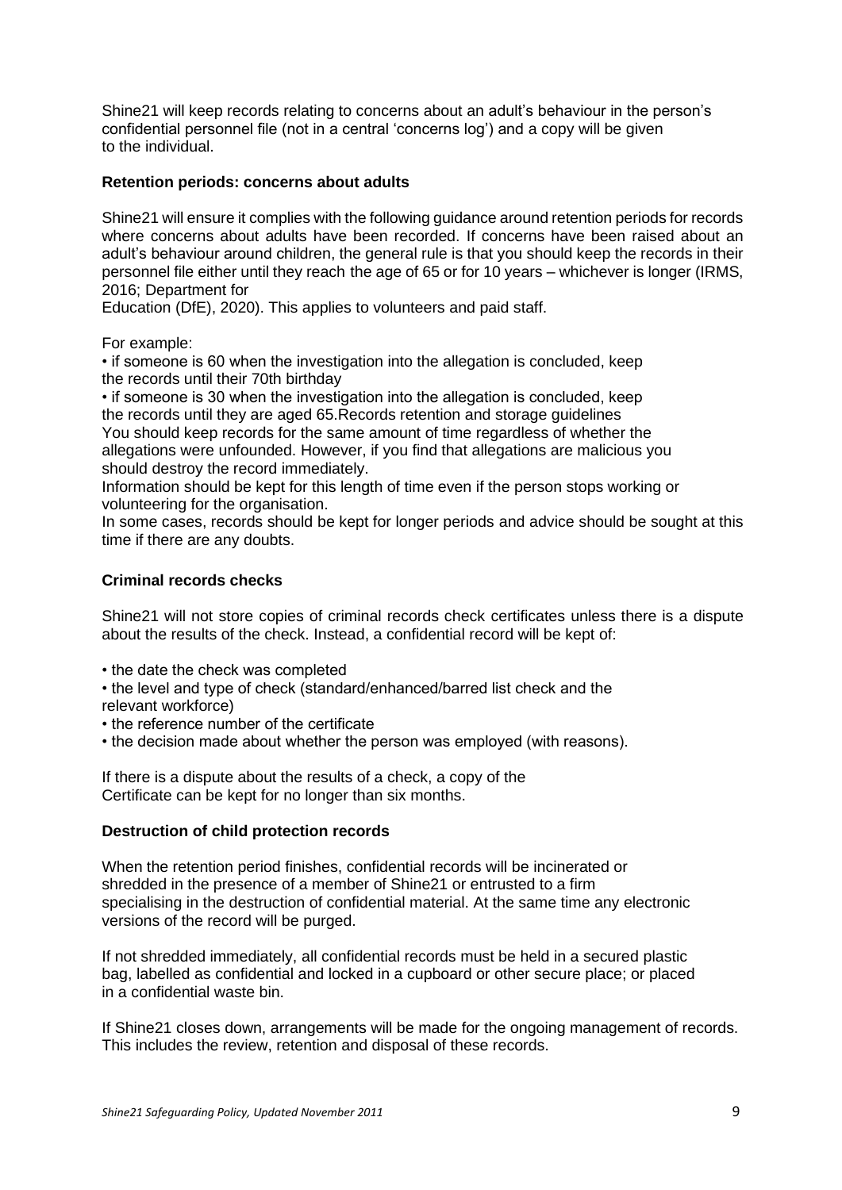Shine21 will keep records relating to concerns about an adult's behaviour in the person's confidential personnel file (not in a central 'concerns log') and a copy will be given to the individual.

**Retention periods: concerns about adults**

Shine21 will ensure it complies with the following guidance around retention periods for records where concerns about adults have been recorded. If concerns have been raised about an adult's behaviour around children, the general rule is that you should keep the records in their personnel file either until they reach the age of 65 or for 10 years – whichever is longer (IRMS, 2016; Department for Education (DfE), 2020). This applies to volunteers and paid staff.

For example:

- if someone is 60 when the investigation into the allegation is concluded, keep the records until their 70th birthday
- if someone is 30 when the investigation into the allegation is concluded, keep the records until they are aged 65.Records retention and storage guidelines

You should keep records for the same amount of time regardless of whether the allegations were unfounded. However, if you find that allegations are malicious you should destroy the record immediately.

Information should be kept for this length of time even if the person stops working or volunteering for the organisation.

In some cases, records should be kept for longer periods and advice should be sought at this time if there are any doubts.

**Criminal records checks**

Shine21 will not store copies of criminal records check certificates unless there is a dispute about the results of the check. Instead, a confidential record will be kept of:

- the date the check was completed
- the level and type of check (standard/enhanced/barred list check and the relevant workforce)
- the reference number of the certificate
- the decision made about whether the person was employed (with reasons).

If there is a dispute about the results of a check, a copy of the Certificate can be kept for no longer than six months.

**Destruction of child protection records**

When the retention period finishes, confidential records will be incinerated or shredded in the presence of a member of Shine21 or entrusted to a firm specialising in the destruction of confidential material. At the same time any electronic versions of the record will be purged.

If not shredded immediately, all confidential records must be held in a secured plastic bag, labelled as confidential and locked in a cupboard or other secure place; or placed in a confidential waste bin.

If Shine21 closes down, arrangements will be made for the ongoing management of records. This includes the review, retention and disposal of these records.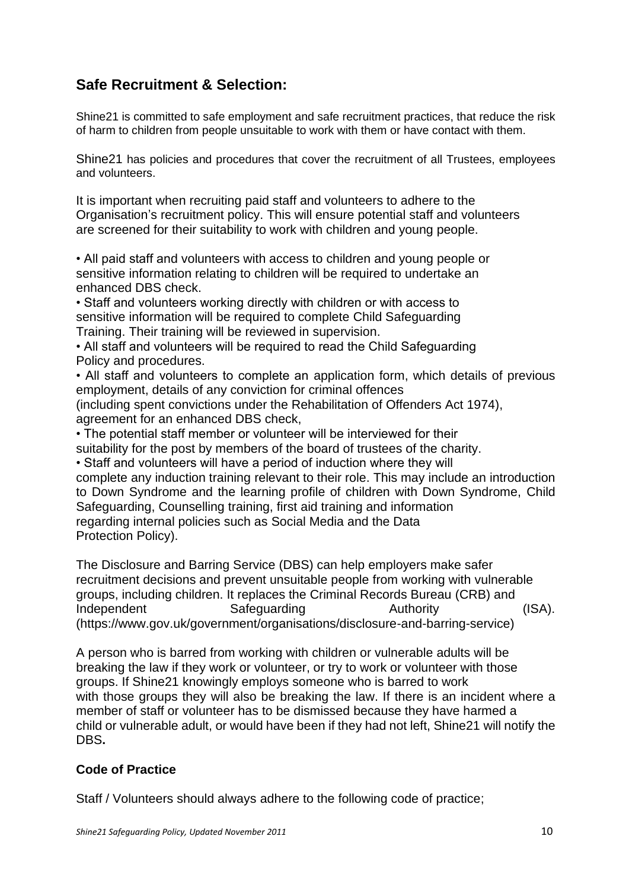## Safe Recruitment & Selection:

Shine21 is committed to safe employment and safe recruitment practices, that reduce the risk of harm to children from people unsuitable to work with them or have contact with them.

Shine21 has policies and procedures that cover the recruitment of all Trustees, employees and volunteers.

It is important when recruiting paid staff and volunteers to adhere to the Organisation's recruitment policy. This will ensure potential staff and volunteers are screened for their suitability to work with children and young people.

- All paid staff and volunteers with access to children and young people or sensitive information relating to children will be required to undertake an enhanced DBS check.
- Staff and volunteers working directly with children or with access to sensitive information will be required to complete Child Safeguarding Training. Their training will be reviewed in supervision.
- All staff and volunteers will be required to read the Child Safeguarding Policy and procedures.
- All staff and volunteers to complete an application form, which details of previous employment, details of any conviction for criminal offences (including spent convictions under the Rehabilitation of Offenders Act 1974), agreement for an enhanced DBS check,
- The potential staff member or volunteer will be interviewed for their suitability for the post by members of the board of trustees of the charity.
- Staff and volunteers will have a period of induction where they will complete any induction training relevant to their role. This may include an introduction to Down Syndrome and the learning profile of children with Down Syndrome, Child Safeguarding, Counselling training, first aid training and information regarding internal policies such as Social Media and the Data Protection Policy).

The Disclosure and Barring Service (DBS) can help employers make safer recruitment decisions and prevent unsuitable people from working with vulnerable groups, including children. It replaces the Criminal Records Bureau (CRB) and Independent Safeguarding Authority (ISA). (https://www.gov.uk/government/organisations/disclosure-and-barring-service)

A person who is barred from working with children or vulnerable adults will be breaking the law if they work or volunteer, or try to work or volunteer with those groups. If Shine21 knowingly employs someone who is barred to work with those groups they will also be breaking the law. If there is an incident where a member of staff or volunteer has to be dismissed because they have harmed a child or vulnerable adult, or would have been if they had not left, Shine21 will notify the DBS**.**

### Code of Practice

Staff / Volunteers should always adhere to the following code of practice;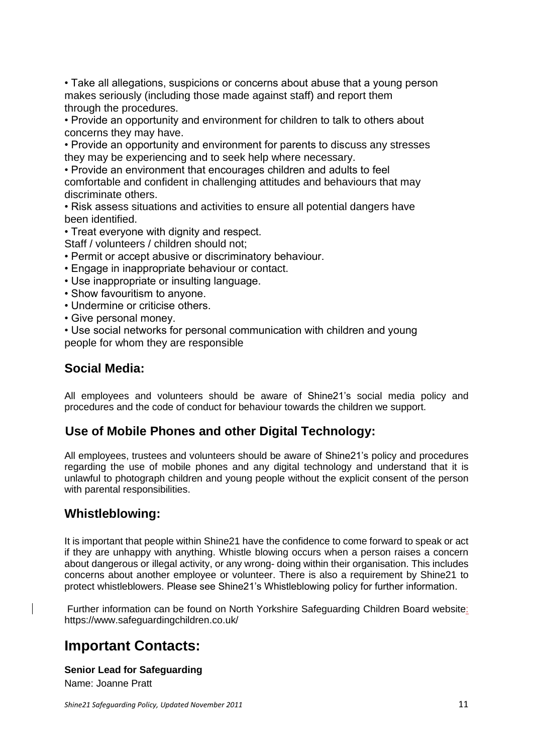- Take all allegations, suspicions or concerns about abuse that a young person makes seriously (including those made against staff) and report them through the procedures.
- Provide an opportunity and environment for children to talk to others about concerns they may have.
- Provide an opportunity and environment for parents to discuss any stresses they may be experiencing and to seek help where necessary.
- Provide an environment that encourages children and adults to feel comfortable and confident in challenging attitudes and behaviours that may discriminate others.
- Risk assess situations and activities to ensure all potential dangers have been identified.
- Treat everyone with dignity and respect.

Staff / volunteers / children should not;

- Permit or accept abusive or discriminatory behaviour.
- Engage in inappropriate behaviour or contact.
- Use inappropriate or insulting language.
- Show favouritism to anyone.
- Undermine or criticise others.
- Give personal money.
- Use social networks for personal communication with children and young people for whom they are responsible

## Social Media:

All employees and volunteers should be aware of Shine21's social media policy and procedures and the code of conduct for behaviour towards the children we support.

## Use of Mobile Phones and other Digital Technology:

All employees, trustees and volunteers should be aware of Shine21's policy and procedures regarding the use of mobile phones and any digital technology and understand that it is unlawful to photograph children and young people without the explicit consent of the person with parental responsibilities.

## Whistleblowing:

It is important that people within Shine21 have the confidence to come forward to speak or act if they are unhappy with anything. Whistle blowing occurs when a person raises a concern about dangerous or illegal activity, or any wrong- doing within their organisation. This includes concerns about another employee or volunteer. There is also a requirement by Shine21 to protect whistleblowers. Please see Shine21's Whistleblowing policy for further information.

Further information can be found on North Yorkshire Safeguarding Children Board website: https://www.safeguardingchildren.co.uk/

# Important Contacts:

**Senior Lead for Safeguarding**

Name: Joanne Pratt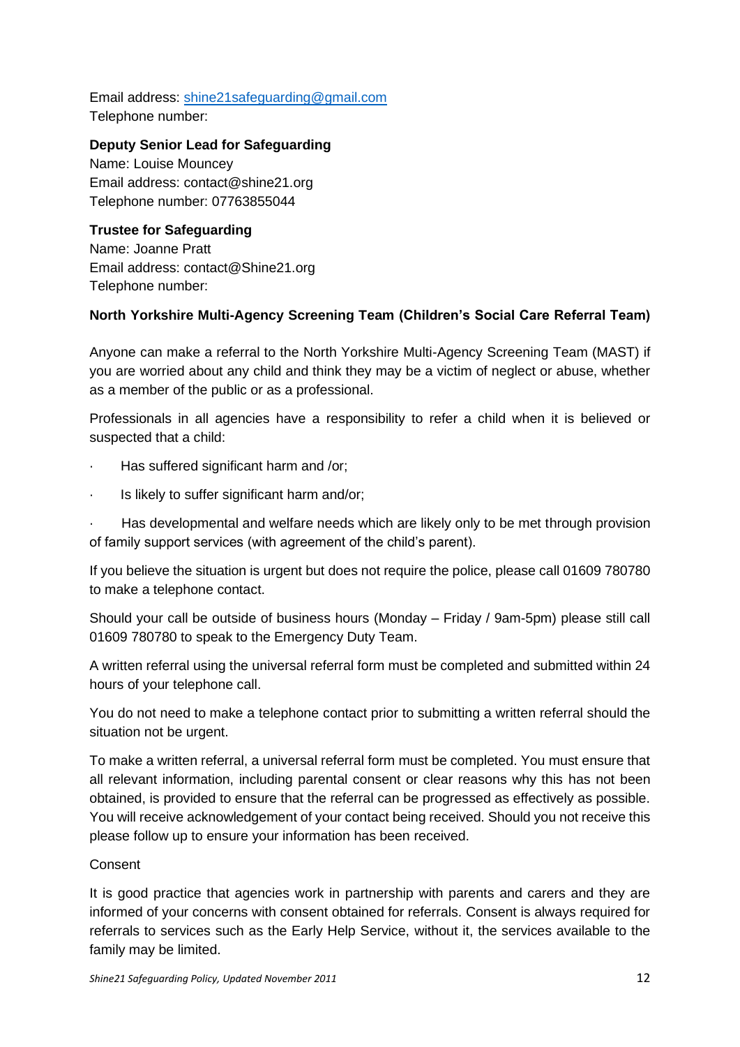Email address: [shine21safeguarding@gmail.com](mailto:shine21safeguarding@gmail.com)
Telephone number:

**Deputy Senior Lead for Safeguarding**
Name: Louise Mouncey
Email address: contact@shine21.org
Telephone number: 07763855044

**Trustee for Safeguarding**
Name: Joanne Pratt
Email address: contact@Shine21.org
Telephone number:

**North Yorkshire Multi-Agency Screening Team (Children's Social Care Referral Team)**

Anyone can make a referral to the North Yorkshire Multi-Agency Screening Team (MAST) if you are worried about any child and think they may be a victim of neglect or abuse, whether as a member of the public or as a professional.

Professionals in all agencies have a responsibility to refer a child when it is believed or suspected that a child:

- Has suffered significant harm and /or;
- Is likely to suffer significant harm and/or;
- Has developmental and welfare needs which are likely only to be met through provision of family support services (with agreement of the child's parent).

If you believe the situation is urgent but does not require the police, please call 01609 780780 to make a telephone contact.

Should your call be outside of business hours (Monday – Friday / 9am-5pm) please still call 01609 780780 to speak to the Emergency Duty Team.

A written referral using the universal referral form must be completed and submitted within 24 hours of your telephone call.

You do not need to make a telephone contact prior to submitting a written referral should the situation not be urgent.

To make a written referral, a universal referral form must be completed. You must ensure that all relevant information, including parental consent or clear reasons why this has not been obtained, is provided to ensure that the referral can be progressed as effectively as possible. You will receive acknowledgement of your contact being received. Should you not receive this please follow up to ensure your information has been received.

Consent

It is good practice that agencies work in partnership with parents and carers and they are informed of your concerns with consent obtained for referrals. Consent is always required for referrals to services such as the Early Help Service, without it, the services available to the family may be limited.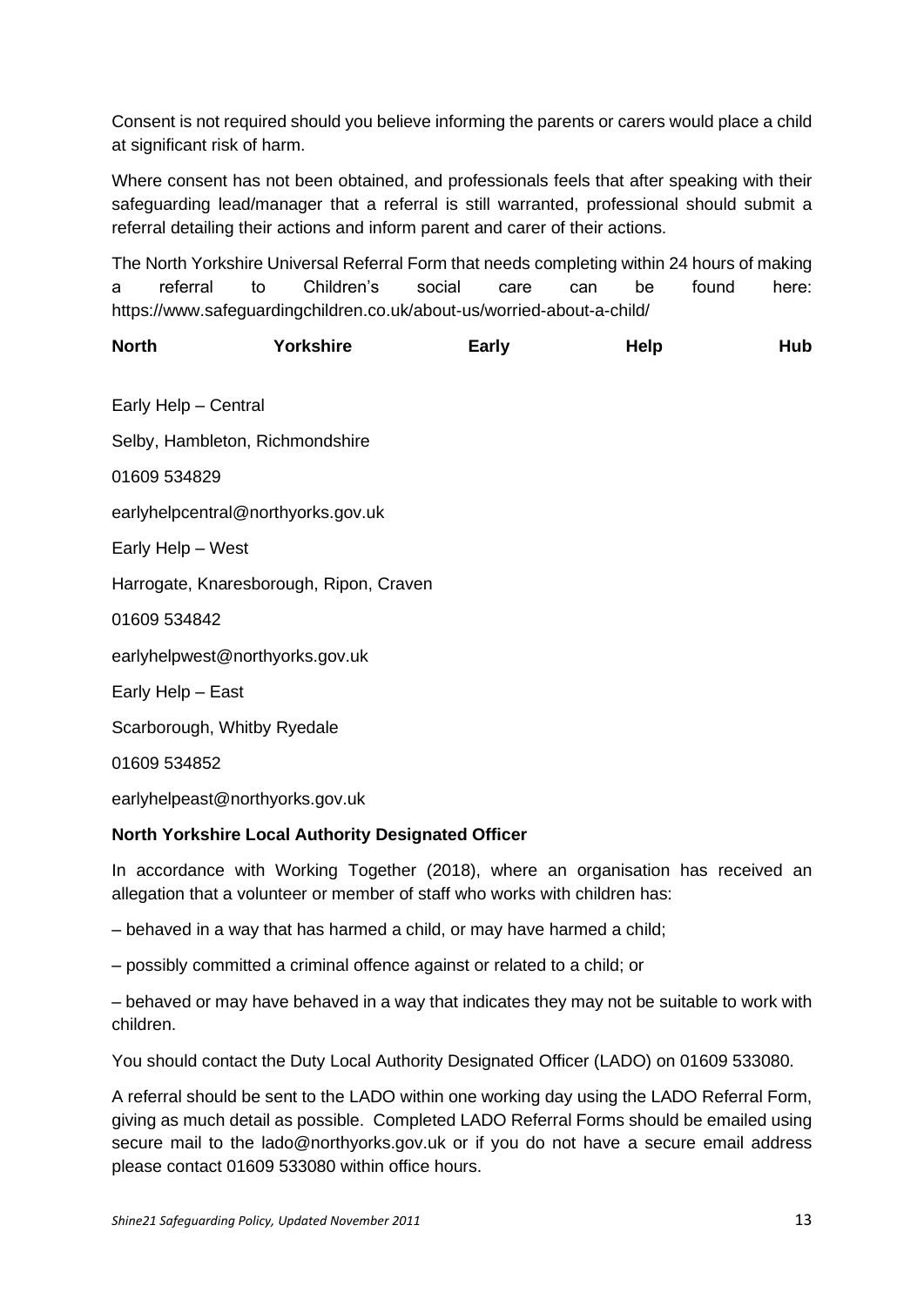Consent is not required should you believe informing the parents or carers would place a child at significant risk of harm.

Where consent has not been obtained, and professionals feels that after speaking with their safeguarding lead/manager that a referral is still warranted, professional should submit a referral detailing their actions and inform parent and carer of their actions.

The North Yorkshire Universal Referral Form that needs completing within 24 hours of making a referral to Children's social care can be found here: https://www.safeguardingchildren.co.uk/about-us/worried-about-a-child/

**North Yorkshire Early Help Hub**

Early Help – Central

Selby, Hambleton, Richmondshire

01609 534829

earlyhelpcentral@northyorks.gov.uk

Early Help – West

Harrogate, Knaresborough, Ripon, Craven

01609 534842

earlyhelpwest@northyorks.gov.uk

Early Help – East

Scarborough, Whitby Ryedale

01609 534852

earlyhelpeast@northyorks.gov.uk

**North Yorkshire Local Authority Designated Officer**

In accordance with Working Together (2018), where an organisation has received an allegation that a volunteer or member of staff who works with children has:

– behaved in a way that has harmed a child, or may have harmed a child;

– possibly committed a criminal offence against or related to a child; or

– behaved or may have behaved in a way that indicates they may not be suitable to work with children.

You should contact the Duty Local Authority Designated Officer (LADO) on 01609 533080.

A referral should be sent to the LADO within one working day using the LADO Referral Form, giving as much detail as possible. Completed LADO Referral Forms should be emailed using secure mail to the lado@northyorks.gov.uk or if you do not have a secure email address please contact 01609 533080 within office hours.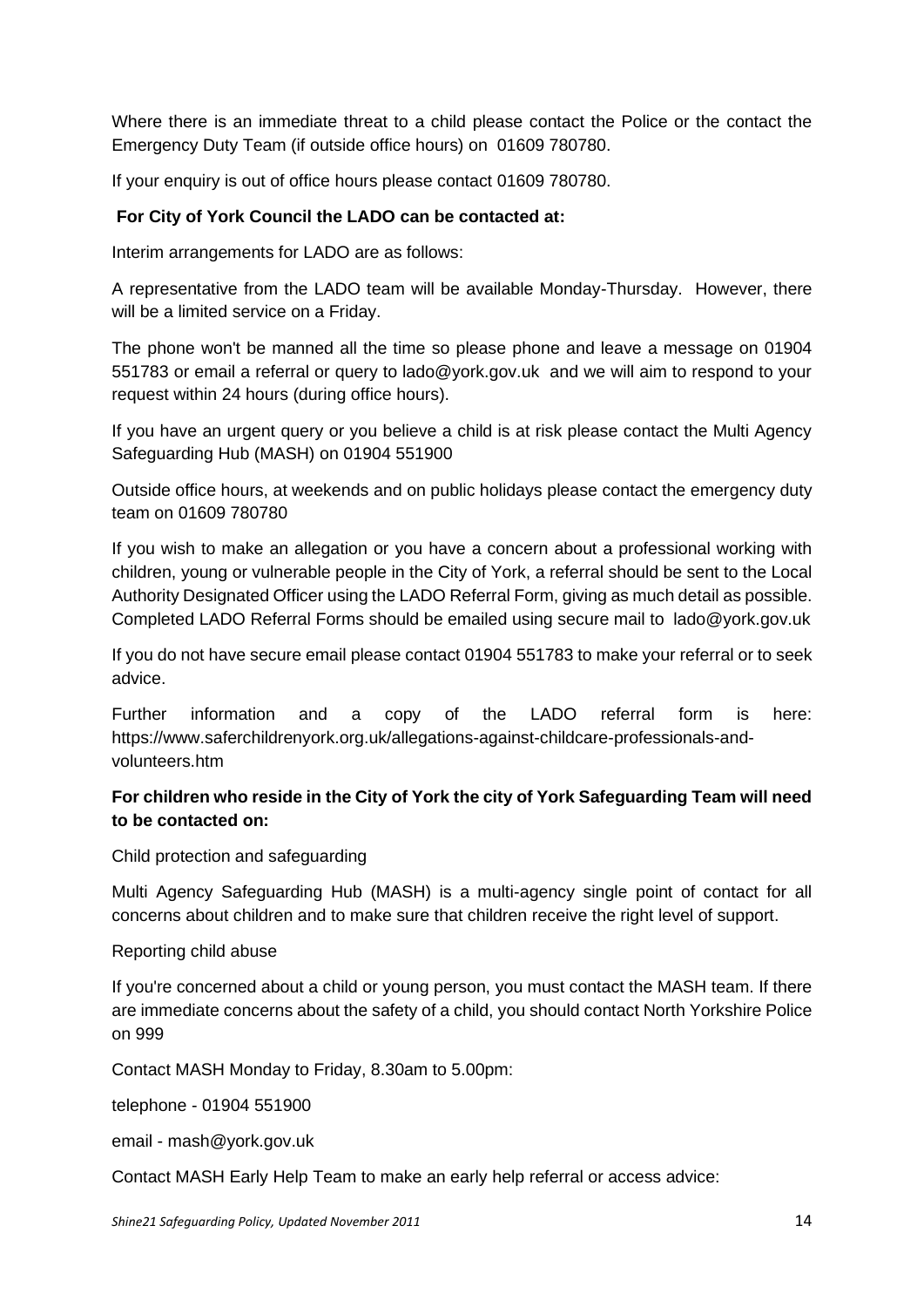Where there is an immediate threat to a child please contact the Police or the contact the Emergency Duty Team (if outside office hours) on 01609 780780.

If your enquiry is out of office hours please contact 01609 780780.

**For City of York Council the LADO can be contacted at:**

Interim arrangements for LADO are as follows:

A representative from the LADO team will be available Monday-Thursday. However, there will be a limited service on a Friday.

The phone won't be manned all the time so please phone and leave a message on 01904 551783 or email a referral or query to lado@york.gov.uk and we will aim to respond to your request within 24 hours (during office hours).

If you have an urgent query or you believe a child is at risk please contact the Multi Agency Safeguarding Hub (MASH) on 01904 551900

Outside office hours, at weekends and on public holidays please contact the emergency duty team on 01609 780780

If you wish to make an allegation or you have a concern about a professional working with children, young or vulnerable people in the City of York, a referral should be sent to the Local Authority Designated Officer using the LADO Referral Form, giving as much detail as possible. Completed LADO Referral Forms should be emailed using secure mail to lado@york.gov.uk

If you do not have secure email please contact 01904 551783 to make your referral or to seek advice.

Further information and a copy of the LADO referral form is here: https://www.saferchildrenyork.org.uk/allegations-against-childcare-professionals-and-volunteers.htm

**For children who reside in the City of York the city of York Safeguarding Team will need to be contacted on:**

Child protection and safeguarding

Multi Agency Safeguarding Hub (MASH) is a multi-agency single point of contact for all concerns about children and to make sure that children receive the right level of support.

Reporting child abuse

If you're concerned about a child or young person, you must contact the MASH team. If there are immediate concerns about the safety of a child, you should contact North Yorkshire Police on 999

Contact MASH Monday to Friday, 8.30am to 5.00pm:

telephone - 01904 551900

email - mash@york.gov.uk

Contact MASH Early Help Team to make an early help referral or access advice: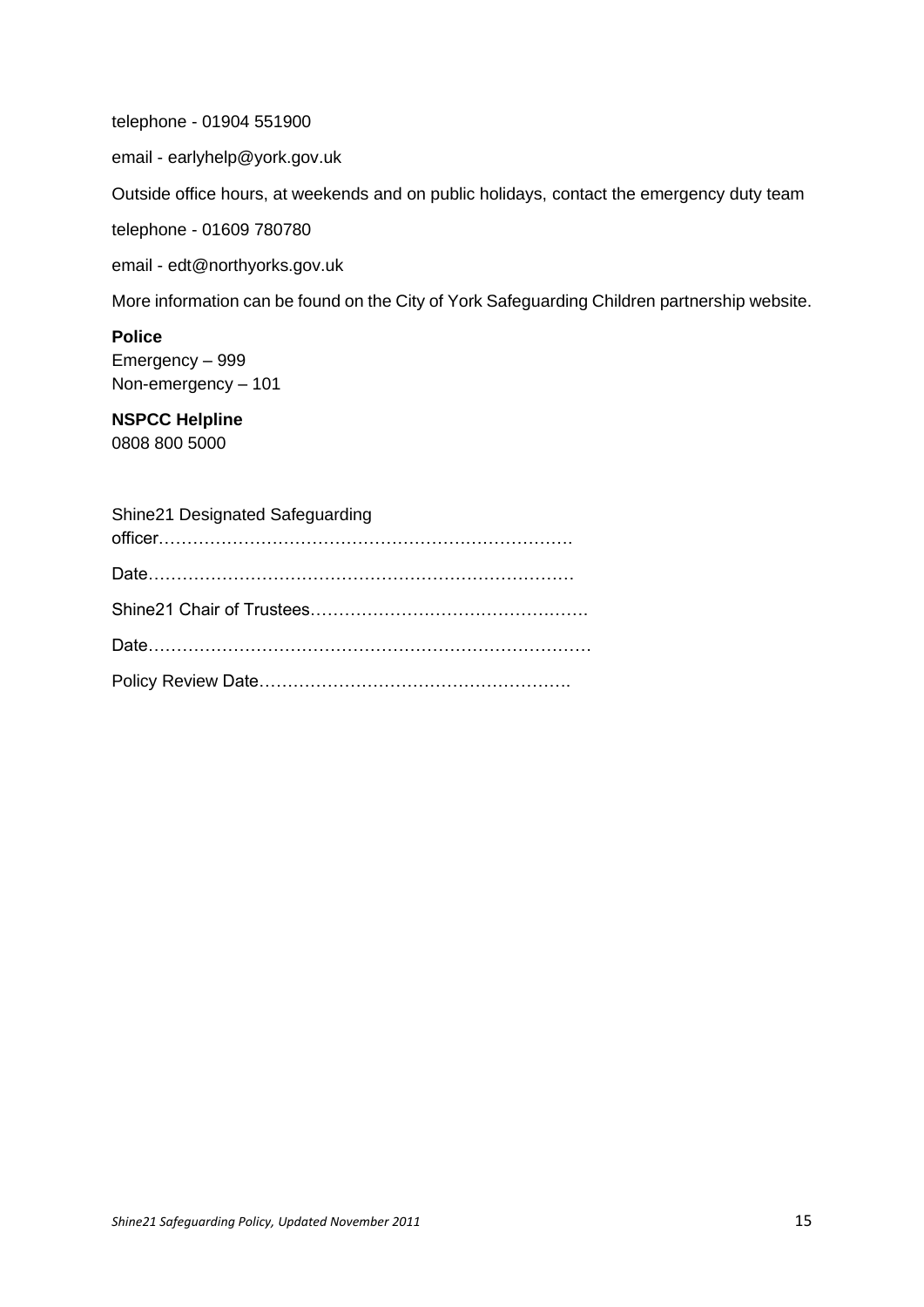telephone - 01904 551900

email - earlyhelp@york.gov.uk

Outside office hours, at weekends and on public holidays, contact the emergency duty team

telephone - 01609 780780

email - edt@northyorks.gov.uk

More information can be found on the City of York Safeguarding Children partnership website.

**Police**
Emergency – 999
Non-emergency – 101

**NSPCC Helpline**
0808 800 5000

Shine21 Designated Safeguarding officer……………………………………………………………….

Date…………………………………………………………………

Shine21 Chair of Trustees……………………………………….

Date……………………………………………………………………

Policy Review Date…………………………………………….